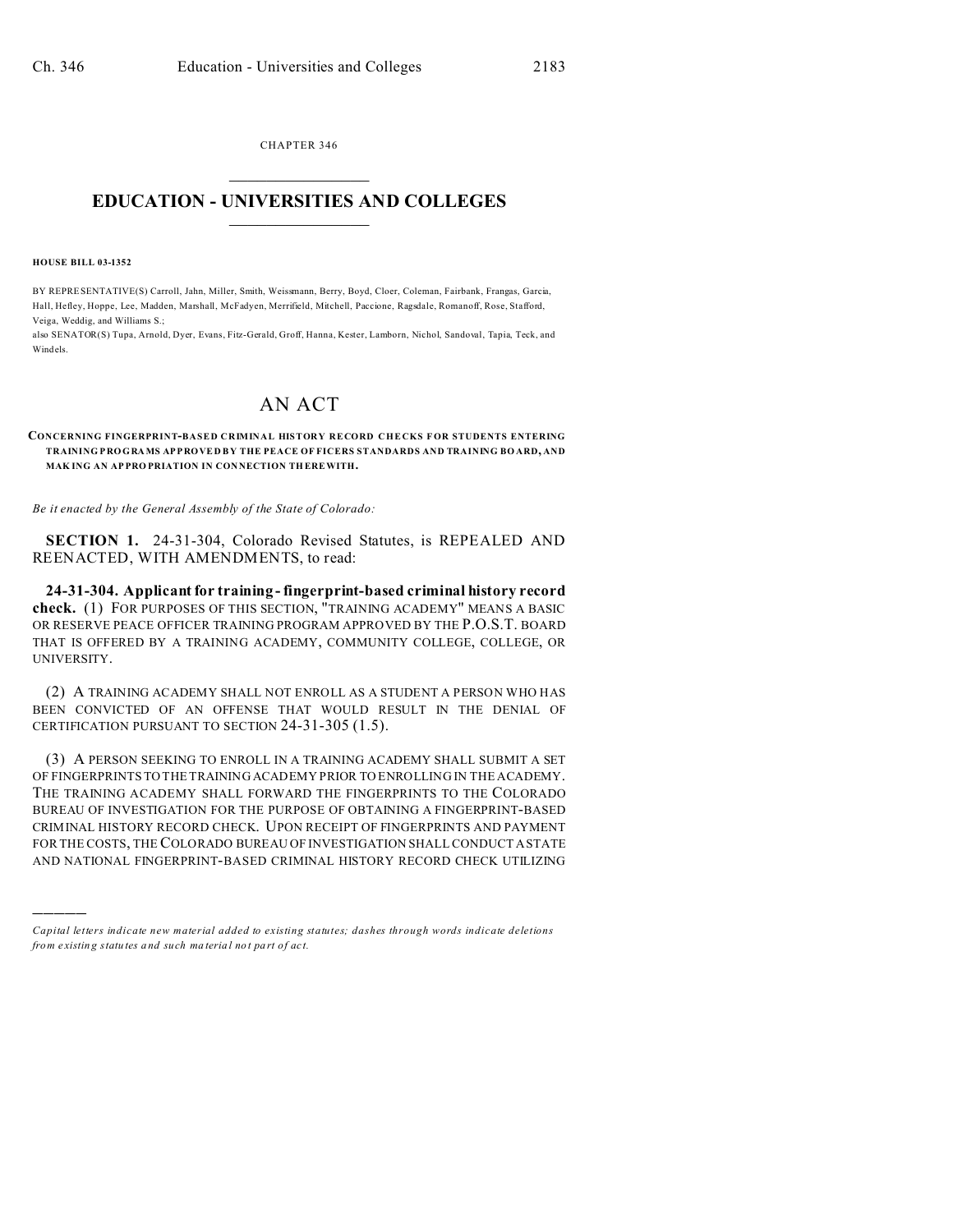CHAPTER 346

# EDUCATION - UNIVERSITIES AND COLLEGES

**HOUSE BILL 03-1352**

BY REPRESENTATIVE(S) Carroll, Jahn, Miller, Smith, Weissmann, Berry, Boyd, Cloer, Coleman, Fairbank, Frangas, Garcia, Hall, Hefley, Hoppe, Lee, Madden, Marshall, McFadyen, Merrifield, Mitchell, Paccione, Ragsdale, Romanoff, Rose, Stafford, Veiga, Weddig, and Williams S.;
also SENATOR(S) Tupa, Arnold, Dyer, Evans, Fitz-Gerald, Groff, Hanna, Kester, Lamborn, Nichol, Sandoval, Tapia, Teck, and Windels.

# AN ACT

**CONCERNING FINGERPRINT-BASED CRIMINAL HISTORY RECORD CHECKS FOR STUDENTS ENTERING TRAINING PROGRAMS APPROVED BY THE PEACE OFFICERS STANDARDS AND TRAINING BOARD, AND MAKING AN APPROPRIATION IN CONNECTION THEREWITH.**

*Be it enacted by the General Assembly of the State of Colorado:*

**SECTION 1.** 24-31-304, Colorado Revised Statutes, is REPEALED AND REENACTED, WITH AMENDMENTS, to read:

**24-31-304. Applicant for training - fingerprint-based criminal history record check.** (1) FOR PURPOSES OF THIS SECTION, "TRAINING ACADEMY" MEANS A BASIC OR RESERVE PEACE OFFICER TRAINING PROGRAM APPROVED BY THE P.O.S.T. BOARD THAT IS OFFERED BY A TRAINING ACADEMY, COMMUNITY COLLEGE, COLLEGE, OR UNIVERSITY.

(2) A TRAINING ACADEMY SHALL NOT ENROLL AS A STUDENT A PERSON WHO HAS BEEN CONVICTED OF AN OFFENSE THAT WOULD RESULT IN THE DENIAL OF CERTIFICATION PURSUANT TO SECTION 24-31-305 (1.5).

(3) A PERSON SEEKING TO ENROLL IN A TRAINING ACADEMY SHALL SUBMIT A SET OF FINGERPRINTS TO THE TRAINING ACADEMY PRIOR TO ENROLLING IN THE ACADEMY. THE TRAINING ACADEMY SHALL FORWARD THE FINGERPRINTS TO THE COLORADO BUREAU OF INVESTIGATION FOR THE PURPOSE OF OBTAINING A FINGERPRINT-BASED CRIMINAL HISTORY RECORD CHECK. UPON RECEIPT OF FINGERPRINTS AND PAYMENT FOR THE COSTS, THE COLORADO BUREAU OF INVESTIGATION SHALL CONDUCT A STATE AND NATIONAL FINGERPRINT-BASED CRIMINAL HISTORY RECORD CHECK UTILIZING

---

*Capital letters indicate new material added to existing statutes; dashes through words indicate deletions from existing statutes and such material not part of act.*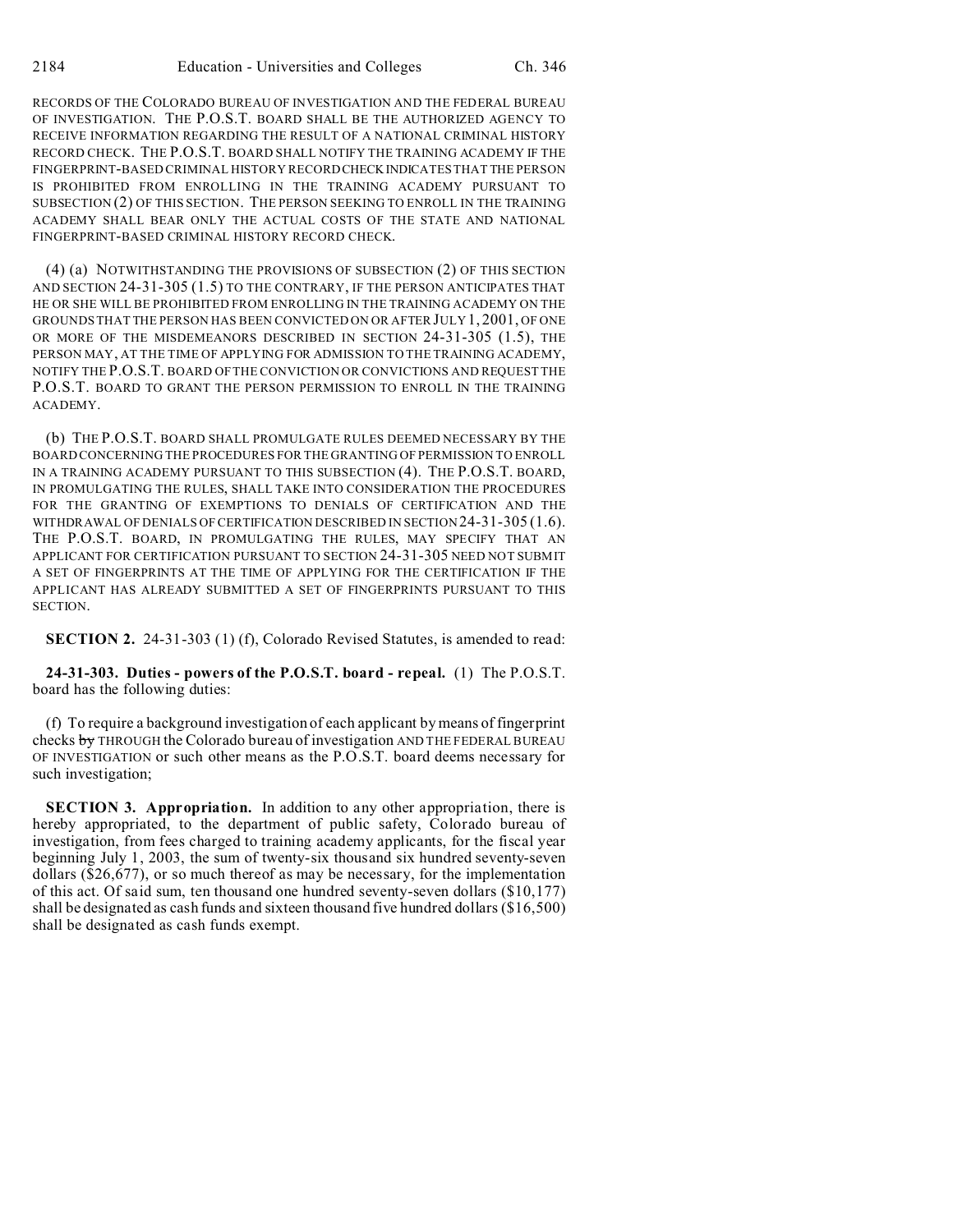RECORDS OF THE COLORADO BUREAU OF INVESTIGATION AND THE FEDERAL BUREAU OF INVESTIGATION. THE P.O.S.T. BOARD SHALL BE THE AUTHORIZED AGENCY TO RECEIVE INFORMATION REGARDING THE RESULT OF A NATIONAL CRIMINAL HISTORY RECORD CHECK. THE P.O.S.T. BOARD SHALL NOTIFY THE TRAINING ACADEMY IF THE FINGERPRINT-BASED CRIMINAL HISTORY RECORD CHECK INDICATES THAT THE PERSON IS PROHIBITED FROM ENROLLING IN THE TRAINING ACADEMY PURSUANT TO SUBSECTION (2) OF THIS SECTION. THE PERSON SEEKING TO ENROLL IN THE TRAINING ACADEMY SHALL BEAR ONLY THE ACTUAL COSTS OF THE STATE AND NATIONAL FINGERPRINT-BASED CRIMINAL HISTORY RECORD CHECK.

(4) (a) NOTWITHSTANDING THE PROVISIONS OF SUBSECTION (2) OF THIS SECTION AND SECTION 24-31-305 (1.5) TO THE CONTRARY, IF THE PERSON ANTICIPATES THAT HE OR SHE WILL BE PROHIBITED FROM ENROLLING IN THE TRAINING ACADEMY ON THE GROUNDS THAT THE PERSON HAS BEEN CONVICTED ON OR AFTER JULY 1, 2001, OF ONE OR MORE OF THE MISDEMEANORS DESCRIBED IN SECTION 24-31-305 (1.5), THE PERSON MAY, AT THE TIME OF APPLYING FOR ADMISSION TO THE TRAINING ACADEMY, NOTIFY THE P.O.S.T. BOARD OF THE CONVICTION OR CONVICTIONS AND REQUEST THE P.O.S.T. BOARD TO GRANT THE PERSON PERMISSION TO ENROLL IN THE TRAINING ACADEMY.

(b) THE P.O.S.T. BOARD SHALL PROMULGATE RULES DEEMED NECESSARY BY THE BOARD CONCERNING THE PROCEDURES FOR THE GRANTING OF PERMISSION TO ENROLL IN A TRAINING ACADEMY PURSUANT TO THIS SUBSECTION (4). THE P.O.S.T. BOARD, IN PROMULGATING THE RULES, SHALL TAKE INTO CONSIDERATION THE PROCEDURES FOR THE GRANTING OF EXEMPTIONS TO DENIALS OF CERTIFICATION AND THE WITHDRAWAL OF DENIALS OF CERTIFICATION DESCRIBED IN SECTION 24-31-305 (1.6). THE P.O.S.T. BOARD, IN PROMULGATING THE RULES, MAY SPECIFY THAT AN APPLICANT FOR CERTIFICATION PURSUANT TO SECTION 24-31-305 NEED NOT SUBMIT A SET OF FINGERPRINTS AT THE TIME OF APPLYING FOR THE CERTIFICATION IF THE APPLICANT HAS ALREADY SUBMITTED A SET OF FINGERPRINTS PURSUANT TO THIS SECTION.

**SECTION 2.** 24-31-303 (1) (f), Colorado Revised Statutes, is amended to read:

**24-31-303. Duties - powers of the P.O.S.T. board - repeal.** (1) The P.O.S.T. board has the following duties:

(f) To require a background investigation of each applicant by means of fingerprint checks ~~by~~ THROUGH the Colorado bureau of investigation AND THE FEDERAL BUREAU OF INVESTIGATION or such other means as the P.O.S.T. board deems necessary for such investigation;

**SECTION 3. Appropriation.** In addition to any other appropriation, there is hereby appropriated, to the department of public safety, Colorado bureau of investigation, from fees charged to training academy applicants, for the fiscal year beginning July 1, 2003, the sum of twenty-six thousand six hundred seventy-seven dollars ($26,677), or so much thereof as may be necessary, for the implementation of this act. Of said sum, ten thousand one hundred seventy-seven dollars ($10,177) shall be designated as cash funds and sixteen thousand five hundred dollars ($16,500) shall be designated as cash funds exempt.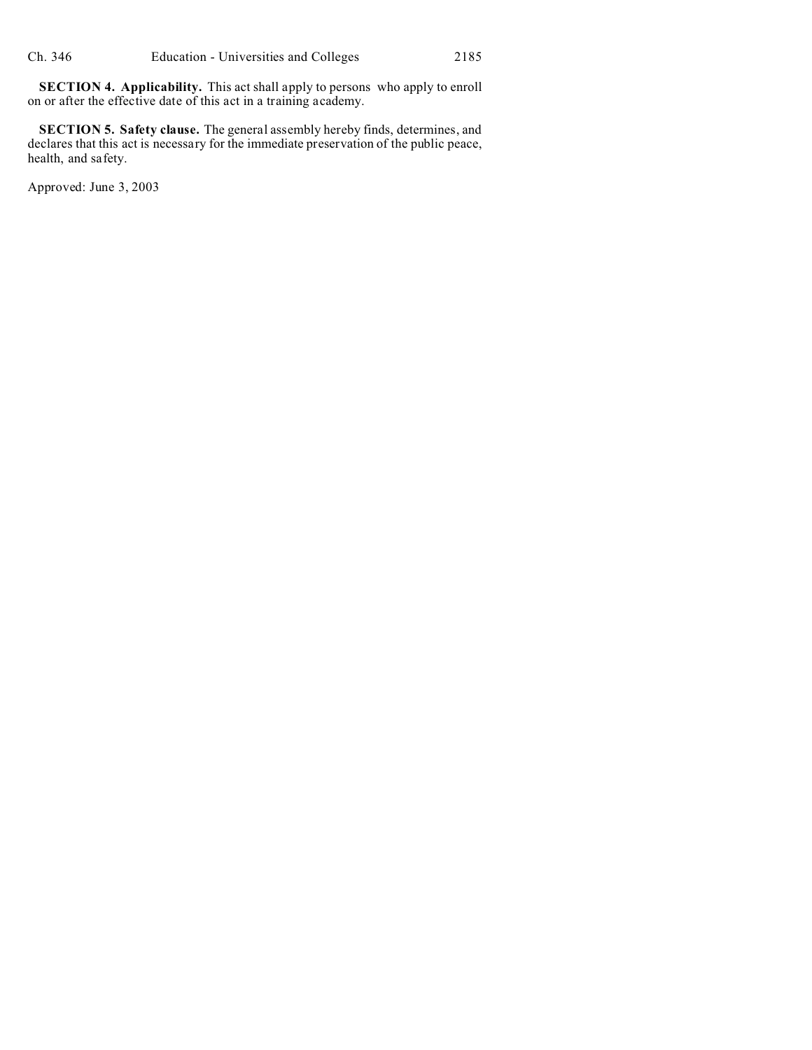**SECTION 4. Applicability.** This act shall apply to persons who apply to enroll on or after the effective date of this act in a training academy.

**SECTION 5. Safety clause.** The general assembly hereby finds, determines, and declares that this act is necessary for the immediate preservation of the public peace, health, and safety.

Approved: June 3, 2003